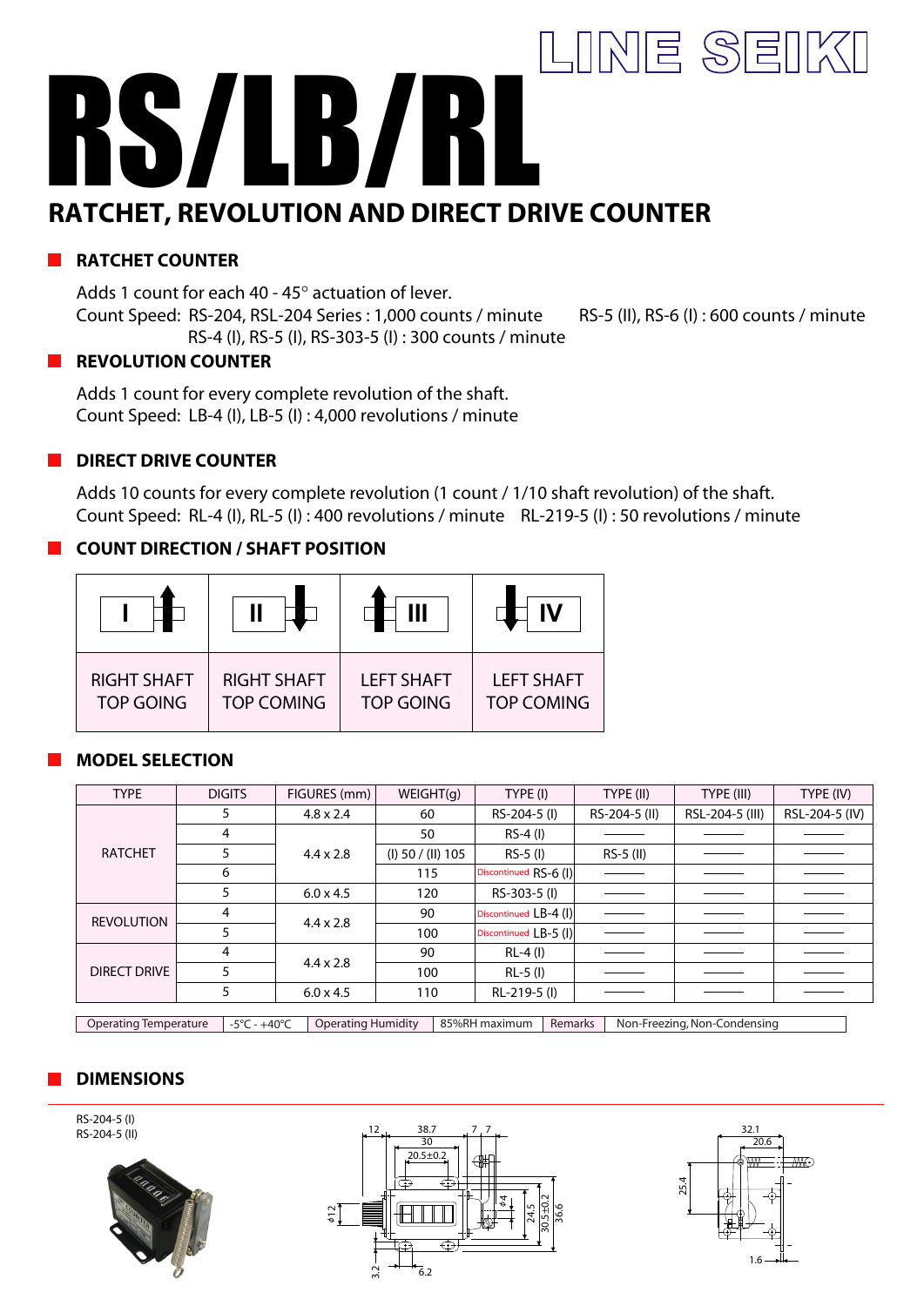LINE SEIKI

# RS/LB/RL

## RATCHET, REVOLUTION AND DIRECT DRIVE COUNTER

### RATCHET COUNTER

Adds 1 count for each 40 - 45° actuation of lever.
Count Speed: RS-204, RSL-204 Series : 1,000 counts / minute    RS-5 (II), RS-6 (I) : 600 counts / minute
RS-4 (I), RS-5 (I), RS-303-5 (I) : 300 counts / minute

### REVOLUTION COUNTER

Adds 1 count for every complete revolution of the shaft.
Count Speed: LB-4 (I), LB-5 (I) : 4,000 revolutions / minute

### DIRECT DRIVE COUNTER

Adds 10 counts for every complete revolution (1 count / 1/10 shaft revolution) of the shaft.
Count Speed: RL-4 (I), RL-5 (I) : 400 revolutions / minute    RL-219-5 (I) : 50 revolutions / minute

### COUNT DIRECTION / SHAFT POSITION

| I | II | III | IV |
|---|---|---|---|
| RIGHT SHAFT TOP GOING | RIGHT SHAFT TOP COMING | LEFT SHAFT TOP GOING | LEFT SHAFT TOP COMING |

### MODEL SELECTION

| TYPE | DIGITS | FIGURES (mm) | WEIGHT(g) | TYPE (I) | TYPE (II) | TYPE (III) | TYPE (IV) |
|---|---|---|---|---|---|---|---|
| RATCHET | 5 | 4.8 x 2.4 | 60 | RS-204-5 (I) | RS-204-5 (II) | RSL-204-5 (III) | RSL-204-5 (IV) |
| | 4 | 4.4 x 2.8 | 50 | RS-4 (I) | ——— | ——— | ——— |
| | 5 | | (I) 50 / (II) 105 | RS-5 (I) | RS-5 (II) | ——— | ——— |
| | 6 | | 115 | Discontinued RS-6 (I) | ——— | ——— | ——— |
| | 5 | 6.0 x 4.5 | 120 | RS-303-5 (I) | ——— | ——— | ——— |
| REVOLUTION | 4 | 4.4 x 2.8 | 90 | Discontinued LB-4 (I) | ——— | ——— | ——— |
| | 5 | | 100 | Discontinued LB-5 (I) | ——— | ——— | ——— |
| DIRECT DRIVE | 4 | 4.4 x 2.8 | 90 | RL-4 (I) | ——— | ——— | ——— |
| | 5 | | 100 | RL-5 (I) | ——— | ——— | ——— |
| | 5 | 6.0 x 4.5 | 110 | RL-219-5 (I) | ——— | ——— | ——— |

| Operating Temperature | -5°C - +40°C | Operating Humidity | 85%RH maximum | Remarks | Non-Freezing, Non-Condensing |
|---|---|---|---|---|---|

### DIMENSIONS

RS-204-5 (I)
RS-204-5 (II)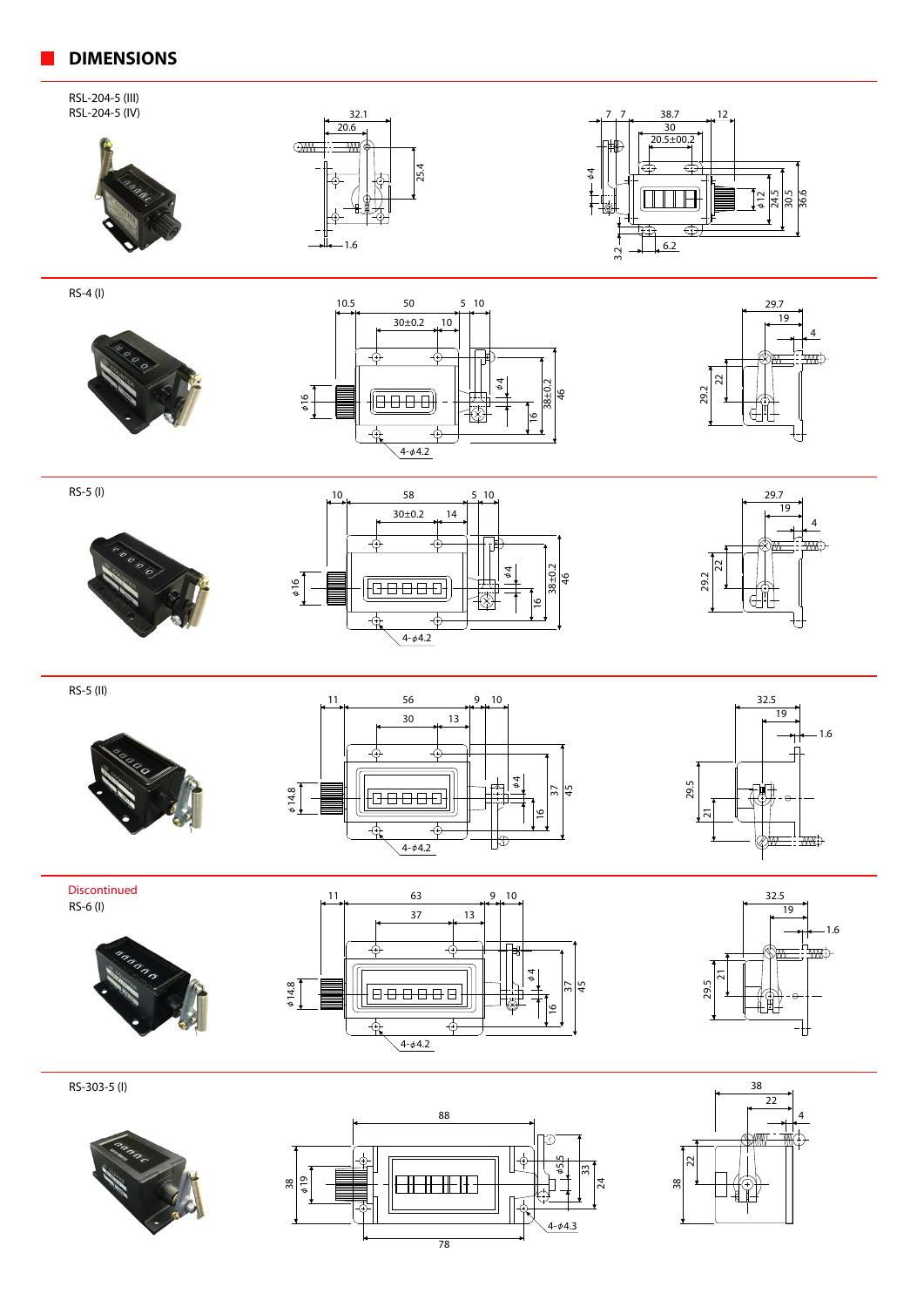## DIMENSIONS

RSL-204-5 (III)
RSL-204-5 (IV)

RS-4 (I)

RS-5 (I)

RS-5 (II)

Discontinued
RS-6 (I)

RS-303-5 (I)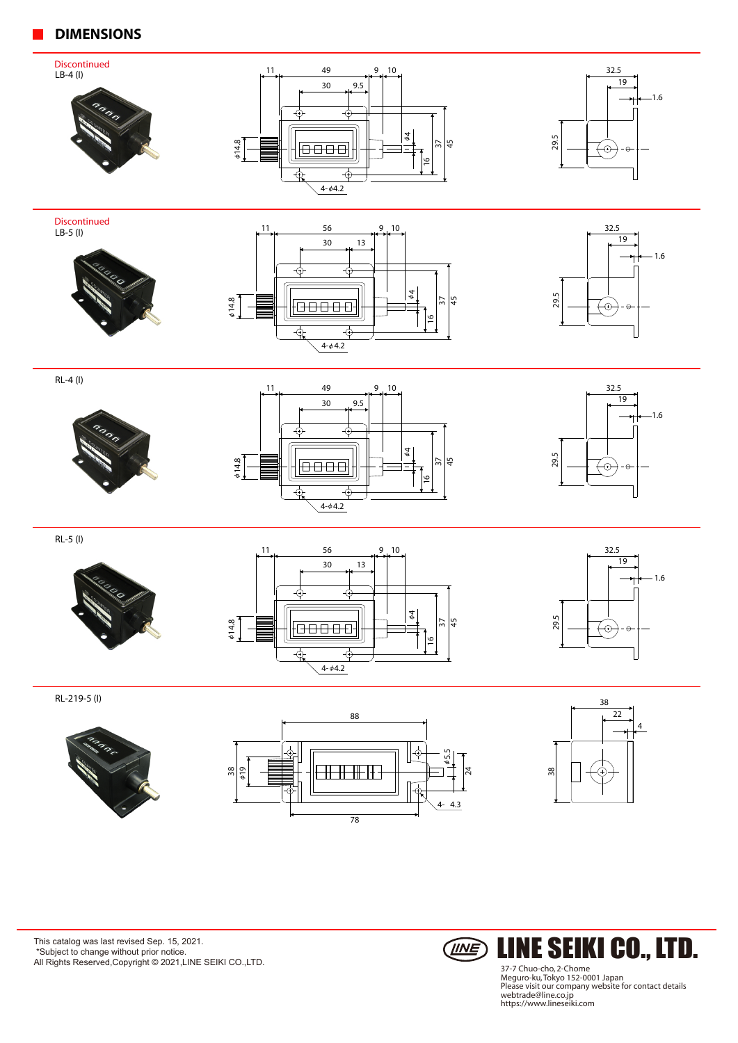## DIMENSIONS

Discontinued
LB-4 (I)

11
49
9
10
30
9.5
φ14.8
φ4
16
37
45
4-φ4.2
32.5
19
1.6
29.5

Discontinued
LB-5 (I)

11
56
9
10
30
13
φ14.8
φ4
16
37
45
4-φ4.2
32.5
19
1.6
29.5

RL-4 (I)

11
49
9
10
30
9.5
φ14.8
φ4
16
37
45
4-φ4.2
32.5
19
1.6
29.5

RL-5 (I)

11
56
9
10
30
13
φ14.8
φ4
16
37
45
4-φ4.2
32.5
19
1.6
29.5

RL-219-5 (I)

88
38
φ19
φ5.5
24
4- 4.3
78
38
22
4
38

This catalog was last revised Sep. 15, 2021.
*Subject to change without prior notice.
All Rights Reserved,Copyright © 2021,LINE SEIKI CO.,LTD.

LINE SEIKI CO., LTD.
37-7 Chuo-cho, 2-Chome
Meguro-ku, Tokyo 152-0001 Japan
Please visit our company website for contact details
webtrade@line.co.jp
https://www.lineseiki.com